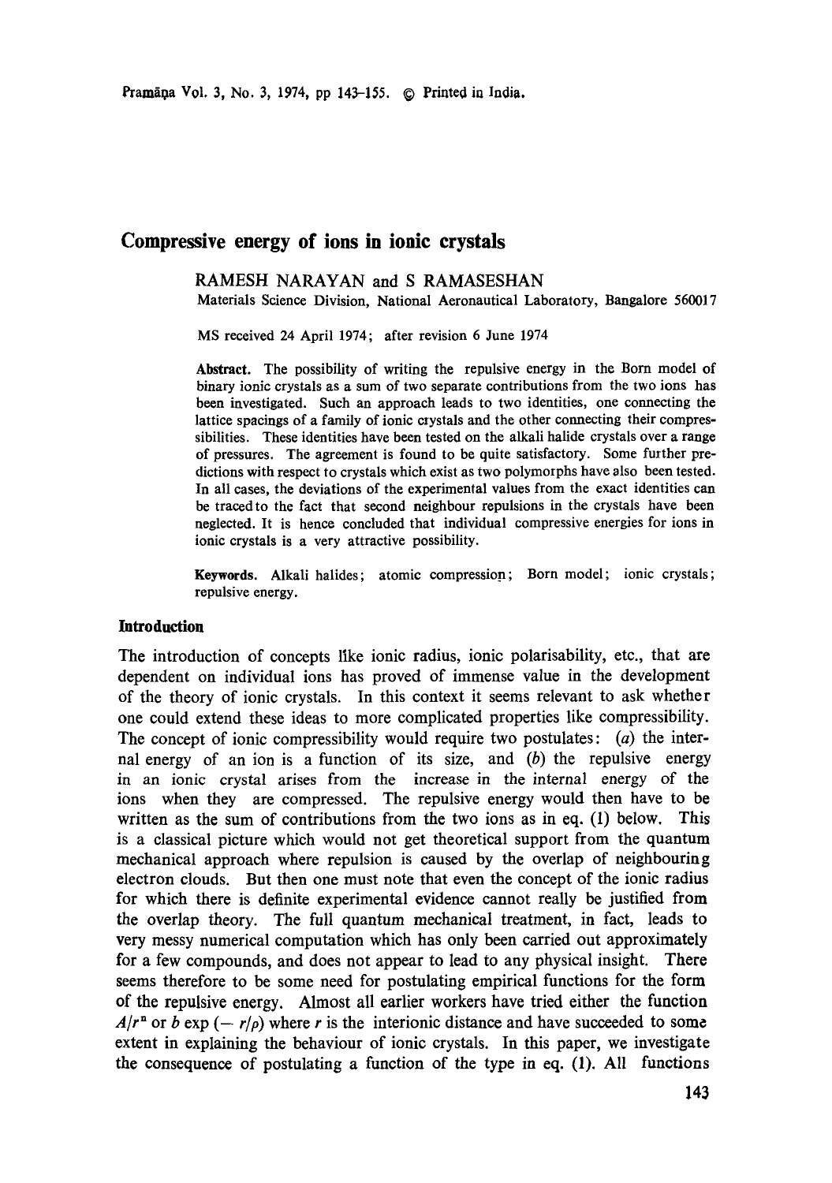# Compressive energy of ions in ionic crystals

RAMESH NARAYAN and S RAMASESHAN

Materials Science Division, National Aeronautical Laboratory, Bangalore 560017

MS received 24 April 1974; after revision 6 June 1974

**Abstract.** The possibility of writing the repulsive energy in the Born model of binary ionic crystals as a sum of two separate contributions from the two ions has been investigated. Such an approach leads to two identities, one connecting the lattice spacings of a family of ionic crystals and the other connecting their compressibilities. These identities have been tested on the alkali halide crystals over a range of pressures. The agreement is found to be quite satisfactory. Some further predictions with respect to crystals which exist as two polymorphs have also been tested. In all cases, the deviations of the experimental values from the exact identities can be traced to the fact that second neighbour repulsions in the crystals have been neglected. It is hence concluded that individual compressive energies for ions in ionic crystals is a very attractive possibility.

**Keywords.** Alkali halides; atomic compression; Born model; ionic crystals; repulsive energy.

## Introduction

The introduction of concepts like ionic radius, ionic polarisability, etc., that are dependent on individual ions has proved of immense value in the development of the theory of ionic crystals. In this context it seems relevant to ask whether one could extend these ideas to more complicated properties like compressibility. The concept of ionic compressibility would require two postulates: (*a*) the internal energy of an ion is a function of its size, and (*b*) the repulsive energy in an ionic crystal arises from the increase in the internal energy of the ions when they are compressed. The repulsive energy would then have to be written as the sum of contributions from the two ions as in eq. (1) below. This is a classical picture which would not get theoretical support from the quantum mechanical approach where repulsion is caused by the overlap of neighbouring electron clouds. But then one must note that even the concept of the ionic radius for which there is definite experimental evidence cannot really be justified from the overlap theory. The full quantum mechanical treatment, in fact, leads to very messy numerical computation which has only been carried out approximately for a few compounds, and does not appear to lead to any physical insight. There seems therefore to be some need for postulating empirical functions for the form of the repulsive energy. Almost all earlier workers have tried either the function $A/r^n$ or $b \exp(-r/\rho)$ where $r$ is the interionic distance and have succeeded to some extent in explaining the behaviour of ionic crystals. In this paper, we investigate the consequence of postulating a function of the type in eq. (1). All functions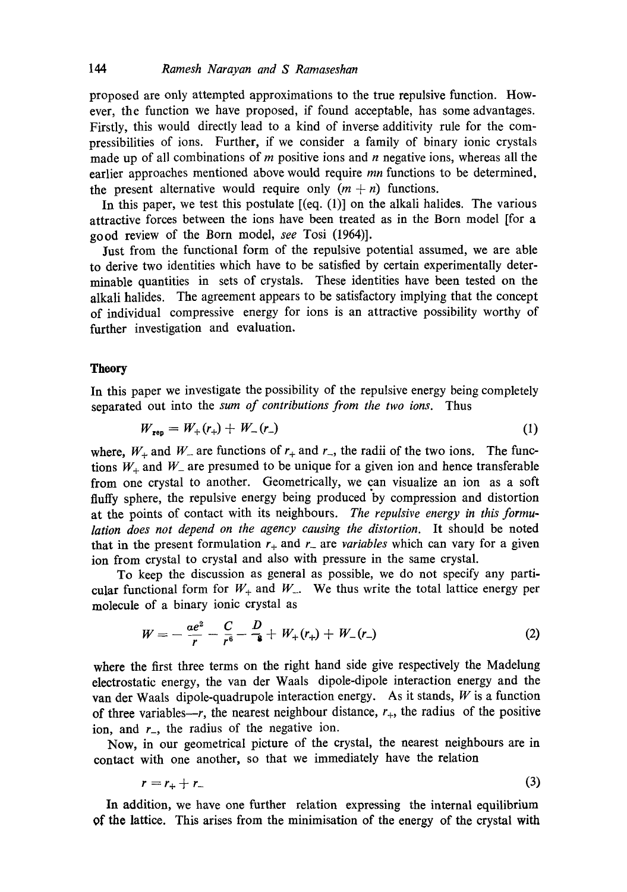proposed are only attempted approximations to the true repulsive function. However, the function we have proposed, if found acceptable, has some advantages. Firstly, this would directly lead to a kind of inverse additivity rule for the compressibilities of ions. Further, if we consider a family of binary ionic crystals made up of all combinations of $m$ positive ions and $n$ negative ions, whereas all the earlier approaches mentioned above would require $mn$ functions to be determined, the present alternative would require only $(m + n)$ functions.

In this paper, we test this postulate [(eq. (1)] on the alkali halides. The various attractive forces between the ions have been treated as in the Born model [for a good review of the Born model, *see* Tosi (1964)].

Just from the functional form of the repulsive potential assumed, we are able to derive two identities which have to be satisfied by certain experimentally determinable quantities in sets of crystals. These identities have been tested on the alkali halides. The agreement appears to be satisfactory implying that the concept of individual compressive energy for ions is an attractive possibility worthy of further investigation and evaluation.

## Theory

In this paper we investigate the possibility of the repulsive energy being completely separated out into the *sum of contributions from the two ions*. Thus

$$W_{rep} = W_{+}(r_{+}) + W_{-}(r_{-}) \tag{1}$$

where, $W_{+}$ and $W_{-}$ are functions of $r_{+}$ and $r_{-}$, the radii of the two ions. The functions $W_{+}$ and $W_{-}$ are presumed to be unique for a given ion and hence transferable from one crystal to another. Geometrically, we can visualize an ion as a soft fluffy sphere, the repulsive energy being produced by compression and distortion at the points of contact with its neighbours. *The repulsive energy in this formulation does not depend on the agency causing the distortion.* It should be noted that in the present formulation $r_{+}$ and $r_{-}$ are *variables* which can vary for a given ion from crystal to crystal and also with pressure in the same crystal.

To keep the discussion as general as possible, we do not specify any particular functional form for $W_{+}$ and $W_{-}$. We thus write the total lattice energy per molecule of a binary ionic crystal as

$$W = -\frac{\alpha e^2}{r} - \frac{C}{r^6} - \frac{D}{r^8} + W_{+}(r_{+}) + W_{-}(r_{-}) \tag{2}$$

where the first three terms on the right hand side give respectively the Madelung electrostatic energy, the van der Waals dipole-dipole interaction energy and the van der Waals dipole-quadrupole interaction energy. As it stands, $W$ is a function of three variables—$r$, the nearest neighbour distance, $r_{+}$, the radius of the positive ion, and $r_{-}$, the radius of the negative ion.

Now, in our geometrical picture of the crystal, the nearest neighbours are in contact with one another, so that we immediately have the relation

$$r = r_{+} + r_{-} \tag{3}$$

In addition, we have one further relation expressing the internal equilibrium of the lattice. This arises from the minimisation of the energy of the crystal with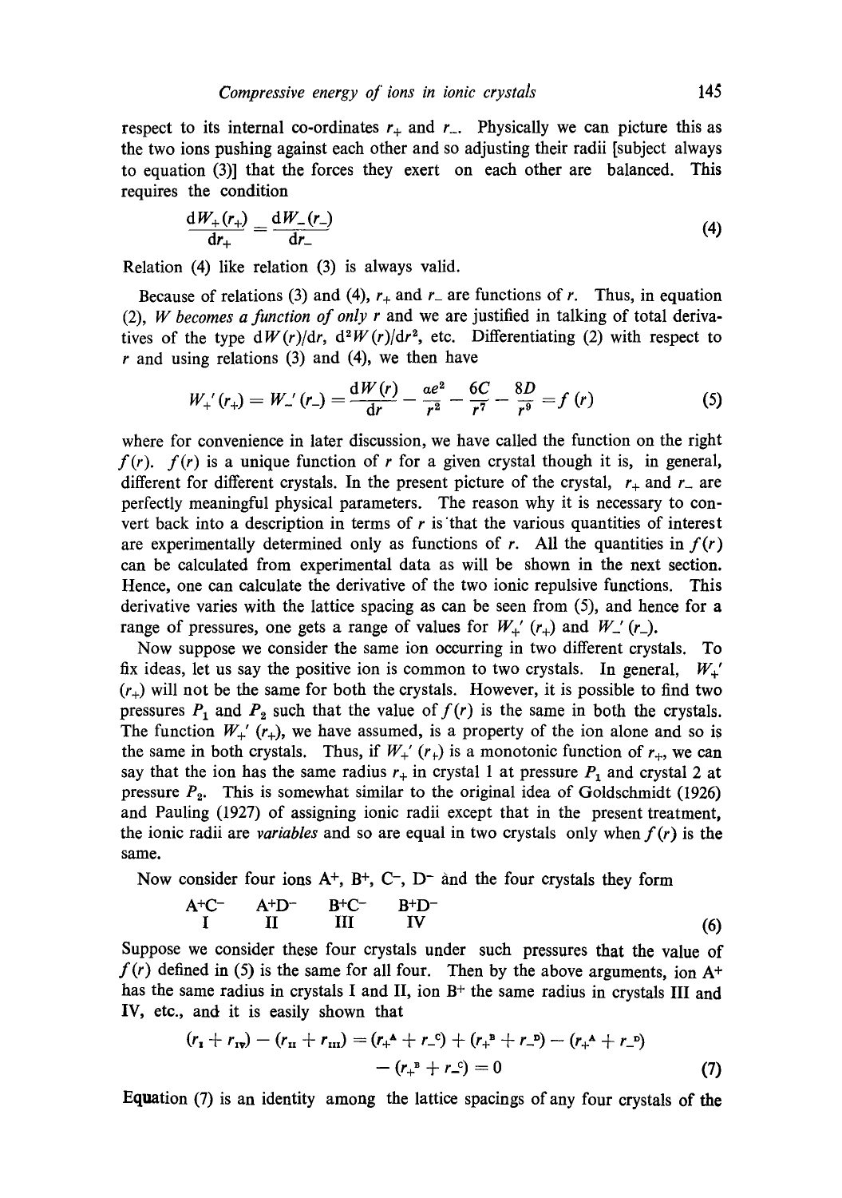respect to its internal co-ordinates $r_+$ and $r_-$. Physically we can picture this as the two ions pushing against each other and so adjusting their radii [subject always to equation (3)] that the forces they exert on each other are balanced. This requires the condition

$$\frac{\mathrm{d}W_+(r_+)}{\mathrm{d}r_+} = \frac{\mathrm{d}W_-(r_-)}{\mathrm{d}r_-} \tag{4}$$

Relation (4) like relation (3) is always valid.

Because of relations (3) and (4), $r_+$ and $r_-$ are functions of $r$. Thus, in equation (2), *W becomes a function of only r* and we are justified in talking of total derivatives of the type $\mathrm{d}W(r)/\mathrm{d}r$, $\mathrm{d}^2W(r)/\mathrm{d}r^2$, etc. Differentiating (2) with respect to $r$ and using relations (3) and (4), we then have

$$W_+'(r_+) = W_-'(r_-) = \frac{\mathrm{d}W(r)}{\mathrm{d}r} - \frac{\alpha e^2}{r^2} - \frac{6C}{r^7} - \frac{8D}{r^9} = f(r) \tag{5}$$

where for convenience in later discussion, we have called the function on the right $f(r)$. $f(r)$ is a unique function of $r$ for a given crystal though it is, in general, different for different crystals. In the present picture of the crystal, $r_+$ and $r_-$ are perfectly meaningful physical parameters. The reason why it is necessary to convert back into a description in terms of $r$ is that the various quantities of interest are experimentally determined only as functions of $r$. All the quantities in $f(r)$ can be calculated from experimental data as will be shown in the next section. Hence, one can calculate the derivative of the two ionic repulsive functions. This derivative varies with the lattice spacing as can be seen from (5), and hence for a range of pressures, one gets a range of values for $W_+'(r_+)$ and $W_-'(r_-)$.

Now suppose we consider the same ion occurring in two different crystals. To fix ideas, let us say the positive ion is common to two crystals. In general, $W_+'(r_+)$ will not be the same for both the crystals. However, it is possible to find two pressures $P_1$ and $P_2$ such that the value of $f(r)$ is the same in both the crystals. The function $W_+'(r_+)$, we have assumed, is a property of the ion alone and so is the same in both crystals. Thus, if $W_+'(r_+)$ is a monotonic function of $r_+$, we can say that the ion has the same radius $r_+$ in crystal 1 at pressure $P_1$ and crystal 2 at pressure $P_2$. This is somewhat similar to the original idea of Goldschmidt (1926) and Pauling (1927) of assigning ionic radii except that in the present treatment, the ionic radii are *variables* and so are equal in two crystals only when $f(r)$ is the same.

Now consider four ions $A^+$, $B^+$, $C^-$, $D^-$ and the four crystals they form

$$\begin{array}{cccc} A^+C^- & A^+D^- & B^+C^- & B^+D^- \\ \mathrm{I} & \mathrm{II} & \mathrm{III} & \mathrm{IV} \end{array} \tag{6}$$

Suppose we consider these four crystals under such pressures that the value of $f(r)$ defined in (5) is the same for all four. Then by the above arguments, ion $A^+$ has the same radius in crystals I and II, ion $B^+$ the same radius in crystals III and IV, etc., and it is easily shown that

$$(r_{\mathrm{I}} + r_{\mathrm{IV}}) - (r_{\mathrm{II}} + r_{\mathrm{III}}) = (r_+^{\mathrm{A}} + r_-^{\mathrm{C}}) + (r_+^{\mathrm{B}} + r_-^{\mathrm{D}}) - (r_+^{\mathrm{A}} + r_-^{\mathrm{D}}) - (r_+^{\mathrm{B}} + r_-^{\mathrm{C}}) = 0 \tag{7}$$

Equation (7) is an identity among the lattice spacings of any four crystals of the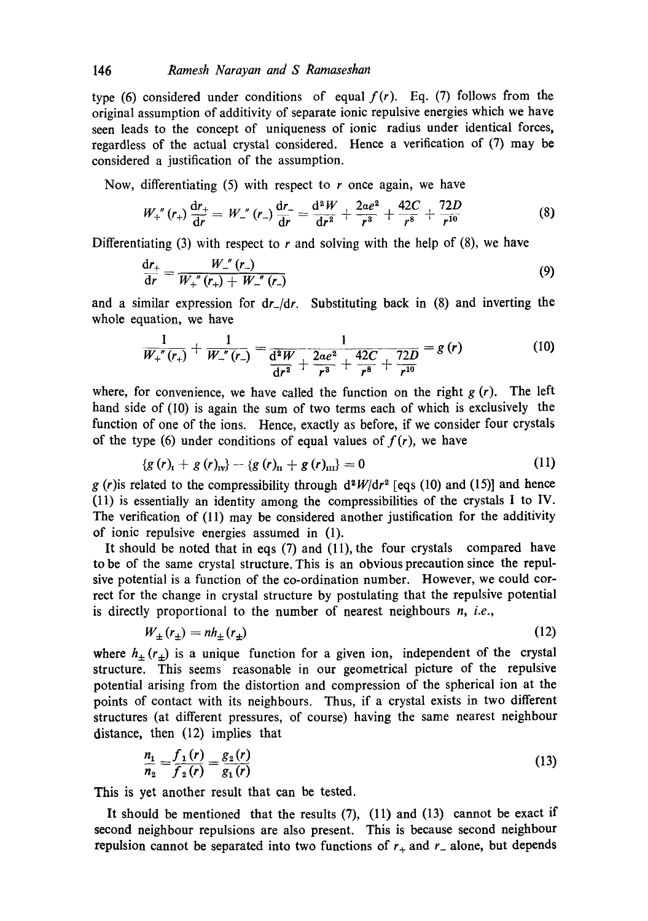type (6) considered under conditions of equal $f(r)$. Eq. (7) follows from the original assumption of additivity of separate ionic repulsive energies which we have seen leads to the concept of uniqueness of ionic radius under identical forces, regardless of the actual crystal considered. Hence a verification of (7) may be considered a justification of the assumption.

Now, differentiating (5) with respect to $r$ once again, we have

$$W_+''(r_+)\frac{\mathrm{d}r_+}{\mathrm{d}r} = W_-''(r_-)\frac{\mathrm{d}r_-}{\mathrm{d}r} = \frac{\mathrm{d}^2W}{\mathrm{d}r^2} + \frac{2ae^2}{r^3} + \frac{42C}{r^8} + \frac{72D}{r^{10}} \tag{8}$$

Differentiating (3) with respect to $r$ and solving with the help of (8), we have

$$\frac{\mathrm{d}r_+}{\mathrm{d}r} = \frac{W_-''(r_-)}{W_+''(r_+) + W_-''(r_-)} \tag{9}$$

and a similar expression for $\mathrm{d}r_-/\mathrm{d}r$. Substituting back in (8) and inverting the whole equation, we have

$$\frac{1}{W_+''(r_+)} + \frac{1}{W_-''(r_-)} = \frac{1}{\dfrac{\mathrm{d}^2W}{\mathrm{d}r^2} + \dfrac{2ae^2}{r^3} + \dfrac{42C}{r^8} + \dfrac{72D}{r^{10}}} = g(r) \tag{10}$$

where, for convenience, we have called the function on the right $g(r)$. The left hand side of (10) is again the sum of two terms each of which is exclusively the function of one of the ions. Hence, exactly as before, if we consider four crystals of the type (6) under conditions of equal values of $f(r)$, we have

$$\{g(r)_{\mathrm{I}} + g(r)_{\mathrm{IV}}\} - \{g(r)_{\mathrm{II}} + g(r)_{\mathrm{III}}\} = 0 \tag{11}$$

$g(r)$ is related to the compressibility through $\mathrm{d}^2W/\mathrm{d}r^2$ [eqs (10) and (15)] and hence (11) is essentially an identity among the compressibilities of the crystals I to IV. The verification of (11) may be considered another justification for the additivity of ionic repulsive energies assumed in (1).

It should be noted that in eqs (7) and (11), the four crystals compared have to be of the same crystal structure. This is an obvious precaution since the repulsive potential is a function of the co-ordination number. However, we could correct for the change in crystal structure by postulating that the repulsive potential is directly proportional to the number of nearest neighbours $n$, *i.e.*,

$$W_\pm(r_\pm) = nh_\pm(r_\pm) \tag{12}$$

where $h_\pm(r_\pm)$ is a unique function for a given ion, independent of the crystal structure. This seems reasonable in our geometrical picture of the repulsive potential arising from the distortion and compression of the spherical ion at the points of contact with its neighbours. Thus, if a crystal exists in two different structures (at different pressures, of course) having the same nearest neighbour distance, then (12) implies that

$$\frac{n_1}{n_2} = \frac{f_1(r)}{f_2(r)} = \frac{g_2(r)}{g_1(r)} \tag{13}$$

This is yet another result that can be tested.

It should be mentioned that the results (7), (11) and (13) cannot be exact if second neighbour repulsions are also present. This is because second neighbour repulsion cannot be separated into two functions of $r_+$ and $r_-$ alone, but depends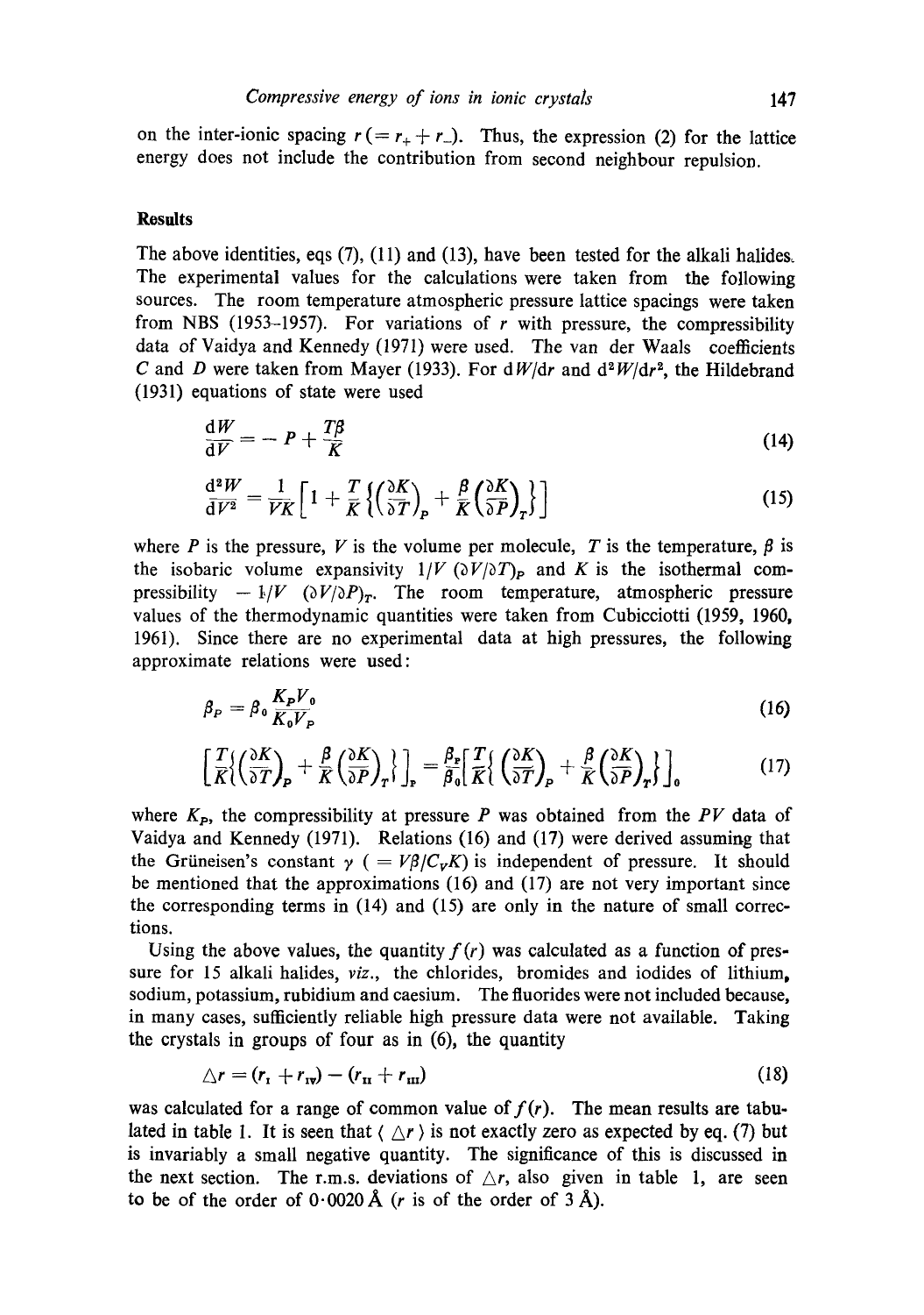on the inter-ionic spacing $r\,(= r_+ + r_-)$. Thus, the expression (2) for the lattice energy does not include the contribution from second neighbour repulsion.

## Results

The above identities, eqs (7), (11) and (13), have been tested for the alkali halides. The experimental values for the calculations were taken from the following sources. The room temperature atmospheric pressure lattice spacings were taken from NBS (1953–1957). For variations of $r$ with pressure, the compressibility data of Vaidya and Kennedy (1971) were used. The van der Waals coefficients $C$ and $D$ were taken from Mayer (1933). For $\mathrm{d}W/\mathrm{d}r$ and $\mathrm{d}^2W/\mathrm{d}r^2$, the Hildebrand (1931) equations of state were used

$$\frac{\mathrm{d}W}{\mathrm{d}V} = -P + \frac{T\beta}{K} \tag{14}$$

$$\frac{\mathrm{d}^2W}{\mathrm{d}V^2} = \frac{1}{VK}\left[1 + \frac{T}{K}\left\{\left(\frac{\partial K}{\partial T}\right)_P + \frac{\beta}{K}\left(\frac{\partial K}{\partial P}\right)_T\right\}\right] \tag{15}$$

where $P$ is the pressure, $V$ is the volume per molecule, $T$ is the temperature, $\beta$ is the isobaric volume expansivity $1/V\,(\partial V/\partial T)_P$ and $K$ is the isothermal compressibility $-1/V\,(\partial V/\partial P)_T$. The room temperature, atmospheric pressure values of the thermodynamic quantities were taken from Cubicciotti (1959, 1960, 1961). Since there are no experimental data at high pressures, the following approximate relations were used:

$$\beta_P = \beta_0 \frac{K_P V_0}{K_0 V_P} \tag{16}$$

$$\left[\frac{T}{K}\left\{\left(\frac{\partial K}{\partial T}\right)_P + \frac{\beta}{K}\left(\frac{\partial K}{\partial P}\right)_T\right\}\right]_P = \frac{\beta_P}{\beta_0}\left[\frac{T}{K}\left\{\left(\frac{\partial K}{\partial T}\right)_P + \frac{\beta}{K}\left(\frac{\partial K}{\partial P}\right)_T\right\}\right]_0 \tag{17}$$

where $K_P$, the compressibility at pressure $P$ was obtained from the $PV$ data of Vaidya and Kennedy (1971). Relations (16) and (17) were derived assuming that the Grüneisen's constant $\gamma\ (= V\beta/C_V K)$ is independent of pressure. It should be mentioned that the approximations (16) and (17) are not very important since the corresponding terms in (14) and (15) are only in the nature of small corrections.

Using the above values, the quantity $f(r)$ was calculated as a function of pressure for 15 alkali halides, *viz*., the chlorides, bromides and iodides of lithium, sodium, potassium, rubidium and caesium. The fluorides were not included because, in many cases, sufficiently reliable high pressure data were not available. Taking the crystals in groups of four as in (6), the quantity

$$\triangle r = (r_{\mathrm{I}} + r_{\mathrm{IV}}) - (r_{\mathrm{II}} + r_{\mathrm{III}}) \tag{18}$$

was calculated for a range of common value of $f(r)$. The mean results are tabulated in table 1. It is seen that $\langle \triangle r \rangle$ is not exactly zero as expected by eq. (7) but is invariably a small negative quantity. The significance of this is discussed in the next section. The r.m.s. deviations of $\triangle r$, also given in table 1, are seen to be of the order of 0·0020 Å ($r$ is of the order of 3 Å).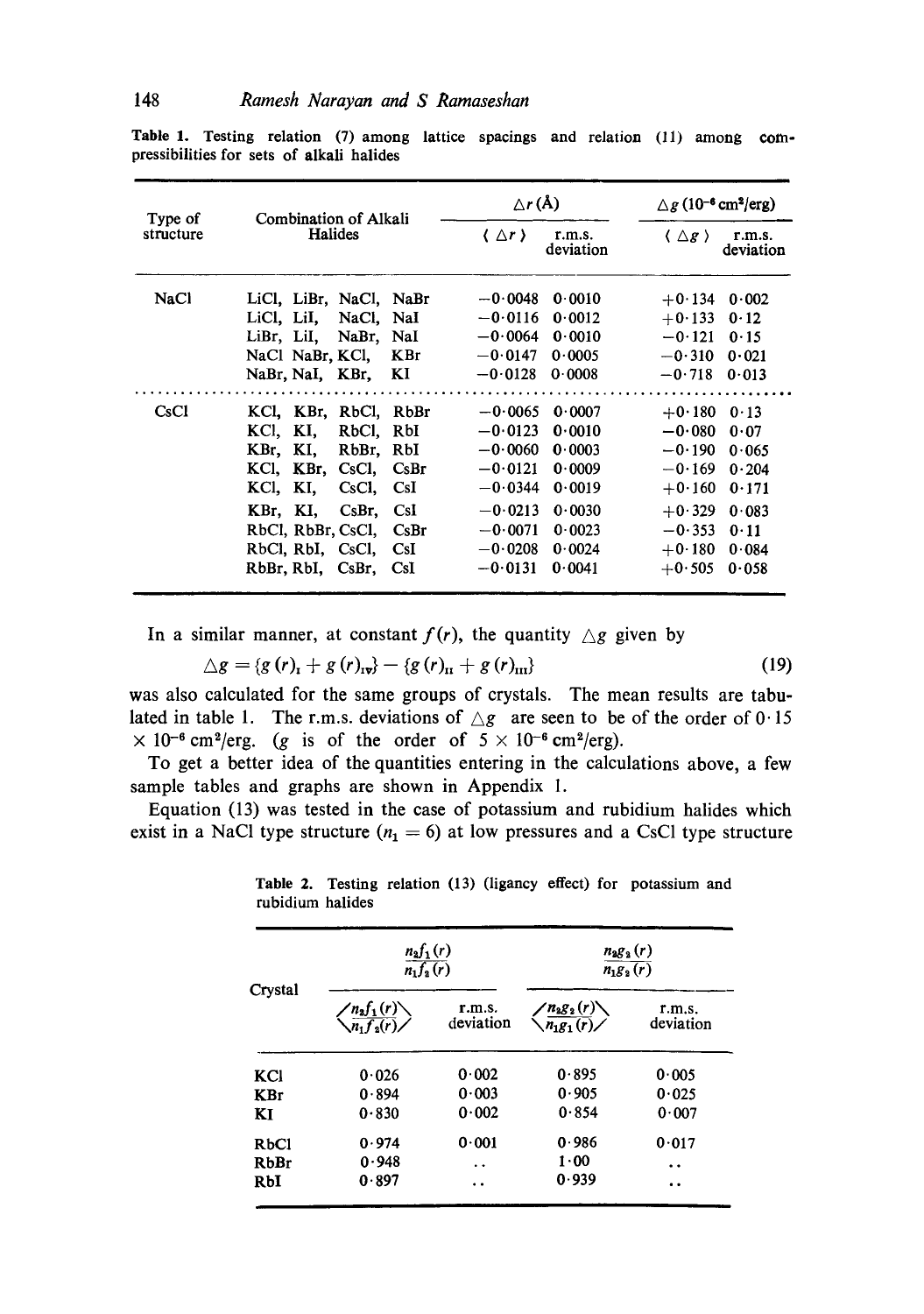**Table 1.** Testing relation (7) among lattice spacings and relation (11) among compressibilities for sets of alkali halides

| Type of structure | Combination of Alkali Halides | $\Delta r$ (Å) | | $\Delta g$ ($10^{-6}$ cm²/erg) | |
|---|---|---|---|---|---|
| | | $\langle \Delta r \rangle$ | r.m.s. deviation | $\langle \Delta g \rangle$ | r.m.s. deviation |
| NaCl | LiCl, LiBr, NaCl, NaBr | −0·0048 | 0·0010 | +0·134 | 0·002 |
| | LiCl, LiI, NaCl, NaI | −0·0116 | 0·0012 | +0·133 | 0·12 |
| | LiBr, LiI, NaBr, NaI | −0·0064 | 0·0010 | −0·121 | 0·15 |
| | NaCl NaBr, KCl, KBr | −0·0147 | 0·0005 | −0·310 | 0·021 |
| | NaBr, NaI, KBr, KI | −0·0128 | 0·0008 | −0·718 | 0·013 |
| CsCl | KCl, KBr, RbCl, RbBr | −0·0065 | 0·0007 | +0·180 | 0·13 |
| | KCl, KI, RbCl, RbI | −0·0123 | 0·0010 | −0·080 | 0·07 |
| | KBr, KI, RbBr, RbI | −0·0060 | 0·0003 | −0·190 | 0·065 |
| | KCl, KBr, CsCl, CsBr | −0·0121 | 0·0009 | −0·169 | 0·204 |
| | KCl, KI, CsCl, CsI | −0·0344 | 0·0019 | +0·160 | 0·171 |
| | KBr, KI, CsBr, CsI | −0·0213 | 0·0030 | +0·329 | 0·083 |
| | RbCl, RbBr, CsCl, CsBr | −0·0071 | 0·0023 | −0·353 | 0·11 |
| | RbCl, RbI, CsCl, CsI | −0·0208 | 0·0024 | +0·180 | 0·084 |
| | RbBr, RbI, CsBr, CsI | −0·0131 | 0·0041 | +0·505 | 0·058 |

In a similar manner, at constant $f(r)$, the quantity $\triangle g$ given by

$$\triangle g = \{g(r)_{\text{I}} + g(r)_{\text{IV}}\} - \{g(r)_{\text{II}} + g(r)_{\text{III}}\} \tag{19}$$

was also calculated for the same groups of crystals. The mean results are tabulated in table 1. The r.m.s. deviations of $\triangle g$ are seen to be of the order of $0{\cdot}15 \times 10^{-6}$ cm²/erg. ($g$ is of the order of $5 \times 10^{-6}$ cm²/erg).

To get a better idea of the quantities entering in the calculations above, a few sample tables and graphs are shown in Appendix 1.

Equation (13) was tested in the case of potassium and rubidium halides which exist in a NaCl type structure ($n_1 = 6$) at low pressures and a CsCl type structure

**Table 2.** Testing relation (13) (ligancy effect) for potassium and rubidium halides

| Crystal | $\frac{n_2 f_1(r)}{n_1 f_2(r)}$ | | $\frac{n_2 g_2(r)}{n_1 g_2(r)}$ | |
|---|---|---|---|---|
| | $\left\langle \frac{n_2 f_1(r)}{n_1 f_2(r)} \right\rangle$ | r.m.s. deviation | $\left\langle \frac{n_2 g_2(r)}{n_1 g_1(r)} \right\rangle$ | r.m.s. deviation |
| KCl | 0·026 | 0·002 | 0·895 | 0·005 |
| KBr | 0·894 | 0·003 | 0·905 | 0·025 |
| KI | 0·830 | 0·002 | 0·854 | 0·007 |
| RbCl | 0·974 | 0·001 | 0·986 | 0·017 |
| RbBr | 0·948 | .. | 1·00 | .. |
| RbI | 0·897 | .. | 0·939 | .. |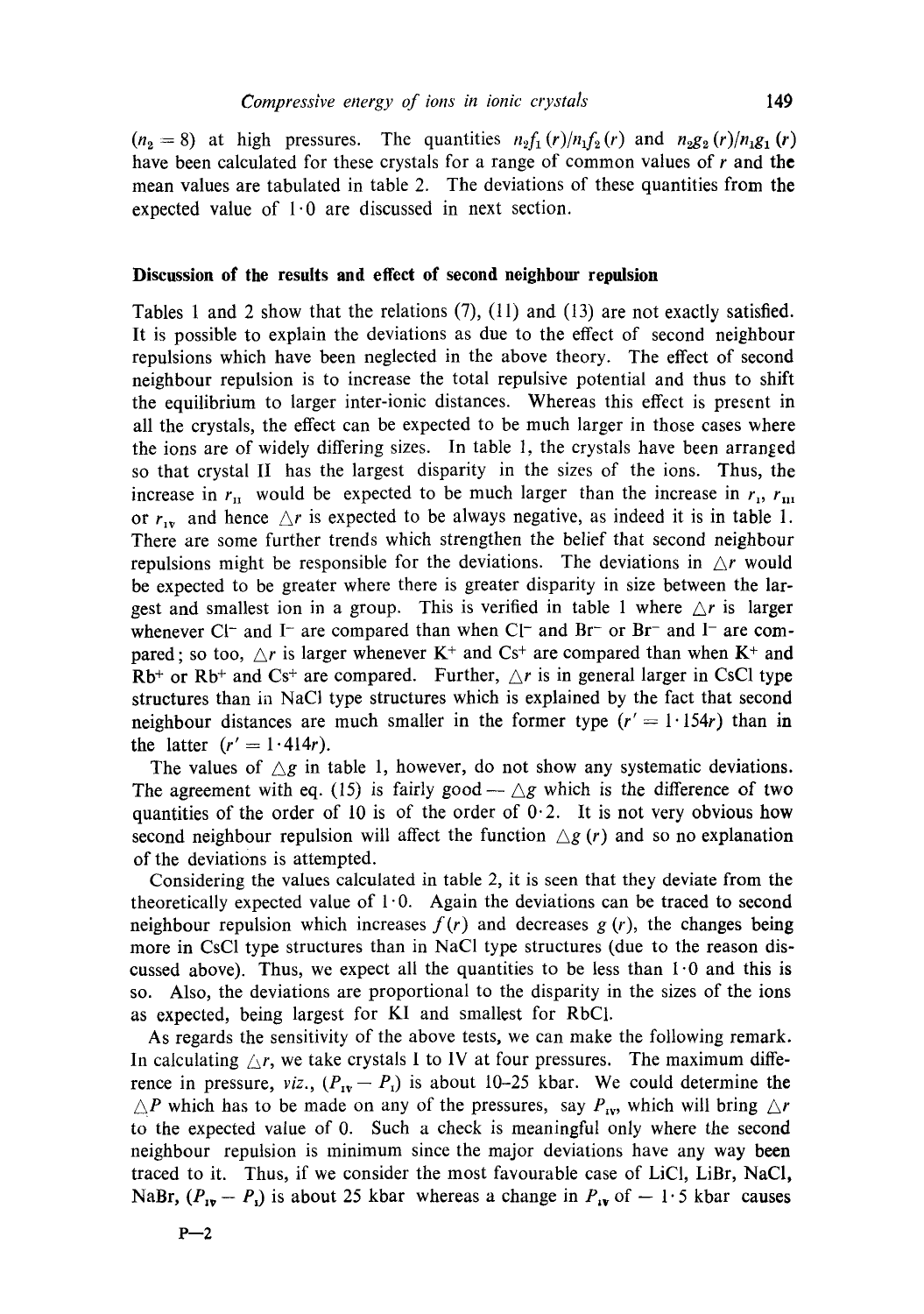($n_2 = 8$) at high pressures. The quantities $n_2 f_1(r)/n_1 f_2(r)$ and $n_2 g_2(r)/n_1 g_1(r)$ have been calculated for these crystals for a range of common values of $r$ and the mean values are tabulated in table 2. The deviations of these quantities from the expected value of 1·0 are discussed in next section.

## Discussion of the results and effect of second neighbour repulsion

Tables 1 and 2 show that the relations (7), (11) and (13) are not exactly satisfied. It is possible to explain the deviations as due to the effect of second neighbour repulsions which have been neglected in the above theory. The effect of second neighbour repulsion is to increase the total repulsive potential and thus to shift the equilibrium to larger inter-ionic distances. Whereas this effect is present in all the crystals, the effect can be expected to be much larger in those cases where the ions are of widely differing sizes. In table 1, the crystals have been arranged so that crystal II has the largest disparity in the sizes of the ions. Thus, the increase in $r_{II}$ would be expected to be much larger than the increase in $r_I$, $r_{III}$ or $r_{IV}$ and hence $\triangle r$ is expected to be always negative, as indeed it is in table 1. There are some further trends which strengthen the belief that second neighbour repulsions might be responsible for the deviations. The deviations in $\triangle r$ would be expected to be greater where there is greater disparity in size between the largest and smallest ion in a group. This is verified in table 1 where $\triangle r$ is larger whenever $Cl^-$ and $I^-$ are compared than when $Cl^-$ and $Br^-$ or $Br^-$ and $I^-$ are compared; so too, $\triangle r$ is larger whenever $K^+$ and $Cs^+$ are compared than when $K^+$ and $Rb^+$ or $Rb^+$ and $Cs^+$ are compared. Further, $\triangle r$ is in general larger in CsCl type structures than in NaCl type structures which is explained by the fact that second neighbour distances are much smaller in the former type ($r' = 1 \cdot 154r$) than in the latter ($r' = 1 \cdot 414r$).

The values of $\triangle g$ in table 1, however, do not show any systematic deviations. The agreement with eq. (15) is fairly good — $\triangle g$ which is the difference of two quantities of the order of 10 is of the order of 0·2. It is not very obvious how second neighbour repulsion will affect the function $\triangle g(r)$ and so no explanation of the deviations is attempted.

Considering the values calculated in table 2, it is seen that they deviate from the theoretically expected value of 1·0. Again the deviations can be traced to second neighbour repulsion which increases $f(r)$ and decreases $g(r)$, the changes being more in CsCl type structures than in NaCl type structures (due to the reason discussed above). Thus, we expect all the quantities to be less than 1·0 and this is so. Also, the deviations are proportional to the disparity in the sizes of the ions as expected, being largest for KI and smallest for RbCl.

As regards the sensitivity of the above tests, we can make the following remark. In calculating $\triangle r$, we take crystals I to IV at four pressures. The maximum difference in pressure, *viz.*, $(P_{IV} - P_I)$ is about 10–25 kbar. We could determine the $\triangle P$ which has to be made on any of the pressures, say $P_{IV}$, which will bring $\triangle r$ to the expected value of 0. Such a check is meaningful only where the second neighbour repulsion is minimum since the major deviations have any way been traced to it. Thus, if we consider the most favourable case of LiCl, LiBr, NaCl, NaBr, $(P_{IV} - P_I)$ is about 25 kbar whereas a change in $P_{IV}$ of $-1 \cdot 5$ kbar causes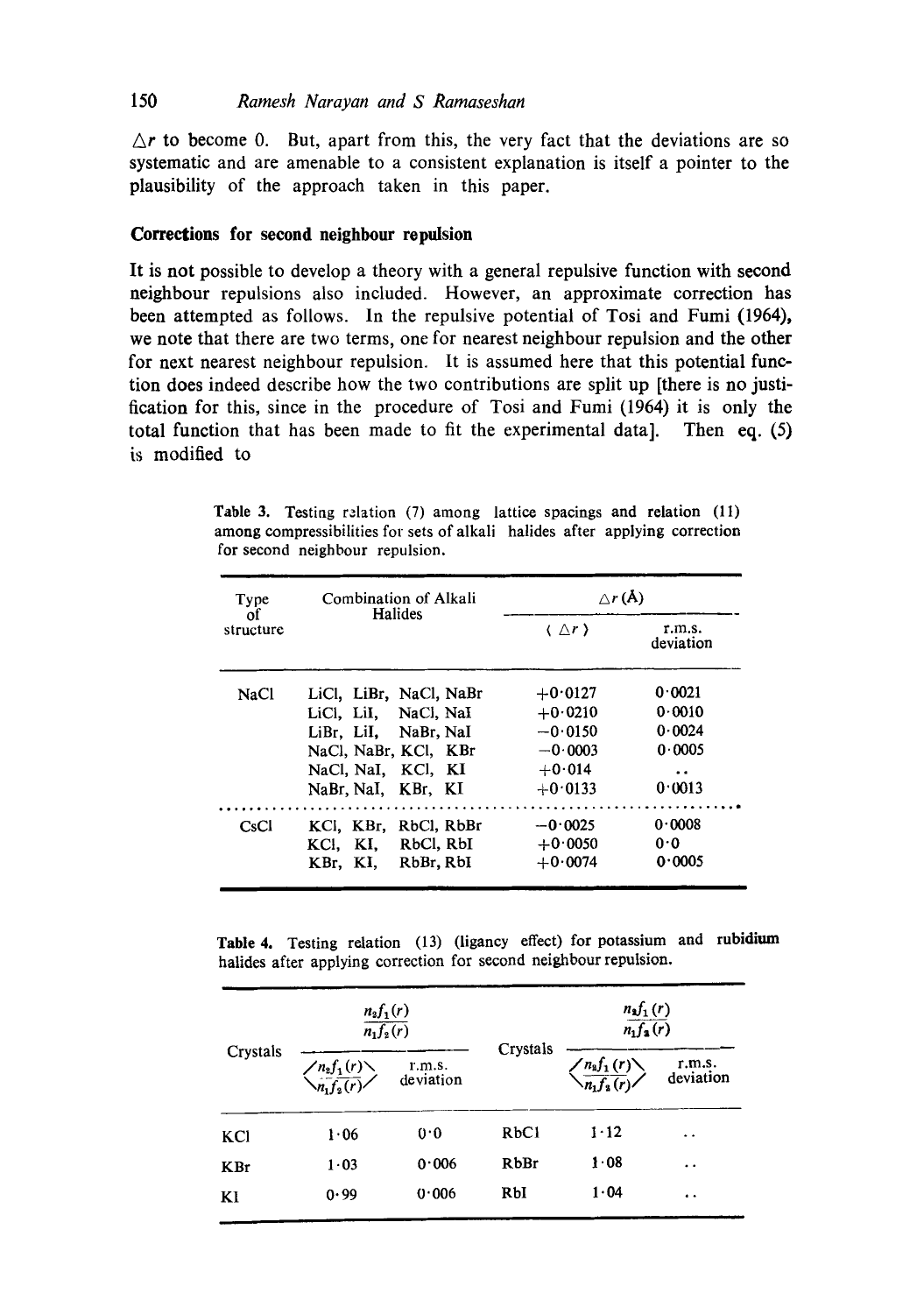$\triangle r$ to become 0. But, apart from this, the very fact that the deviations are so systematic and are amenable to a consistent explanation is itself a pointer to the plausibility of the approach taken in this paper.

## Corrections for second neighbour repulsion

It is not possible to develop a theory with a general repulsive function with second neighbour repulsions also included. However, an approximate correction has been attempted as follows. In the repulsive potential of Tosi and Fumi (1964), we note that there are two terms, one for nearest neighbour repulsion and the other for next nearest neighbour repulsion. It is assumed here that this potential function does indeed describe how the two contributions are split up [there is no justification for this, since in the procedure of Tosi and Fumi (1964) it is only the total function that has been made to fit the experimental data]. Then eq. (5) is modified to

**Table 3.** Testing relation (7) among lattice spacings and relation (11) among compressibilities for sets of alkali halides after applying correction for second neighbour repulsion.

| Type of structure | Combination of Alkali Halides | $\triangle r$ (Å) | |
|---|---|---|---|
| | | $\langle \triangle r \rangle$ | r.m.s. deviation |
| NaCl | LiCl, LiBr, NaCl, NaBr | +0·0127 | 0·0021 |
| | LiCl, LiI, NaCl, NaI | +0·0210 | 0·0010 |
| | LiBr, LiI, NaBr, NaI | −0·0150 | 0·0024 |
| | NaCl, NaBr, KCl, KBr | −0·0003 | 0·0005 |
| | NaCl, NaI, KCl, KI | +0·014 | .. |
| | NaBr, NaI, KBr, KI | +0·0133 | 0·0013 |
| CsCl | KCl, KBr, RbCl, RbBr | −0·0025 | 0·0008 |
| | KCl, KI, RbCl, RbI | +0·0050 | 0·0 |
| | KBr, KI, RbBr, RbI | +0·0074 | 0·0005 |

**Table 4.** Testing relation (13) (ligancy effect) for potassium and rubidium halides after applying correction for second neighbour repulsion.

| Crystals | $\frac{n_2 f_1(r)}{n_1 f_2(r)}$ | | Crystals | $\frac{n_2 f_1(r)}{n_1 f_2(r)}$ | |
|---|---|---|---|---|---|
| | $\left\langle \frac{n_2 f_1(r)}{n_1 f_2(r)} \right\rangle$ | r.m.s. deviation | | $\left\langle \frac{n_2 f_1(r)}{n_1 f_2(r)} \right\rangle$ | r.m.s. deviation |
| KCl | 1·06 | 0·0 | RbCl | 1·12 | .. |
| KBr | 1·03 | 0·006 | RbBr | 1·08 | .. |
| KI | 0·99 | 0·006 | RbI | 1·04 | .. |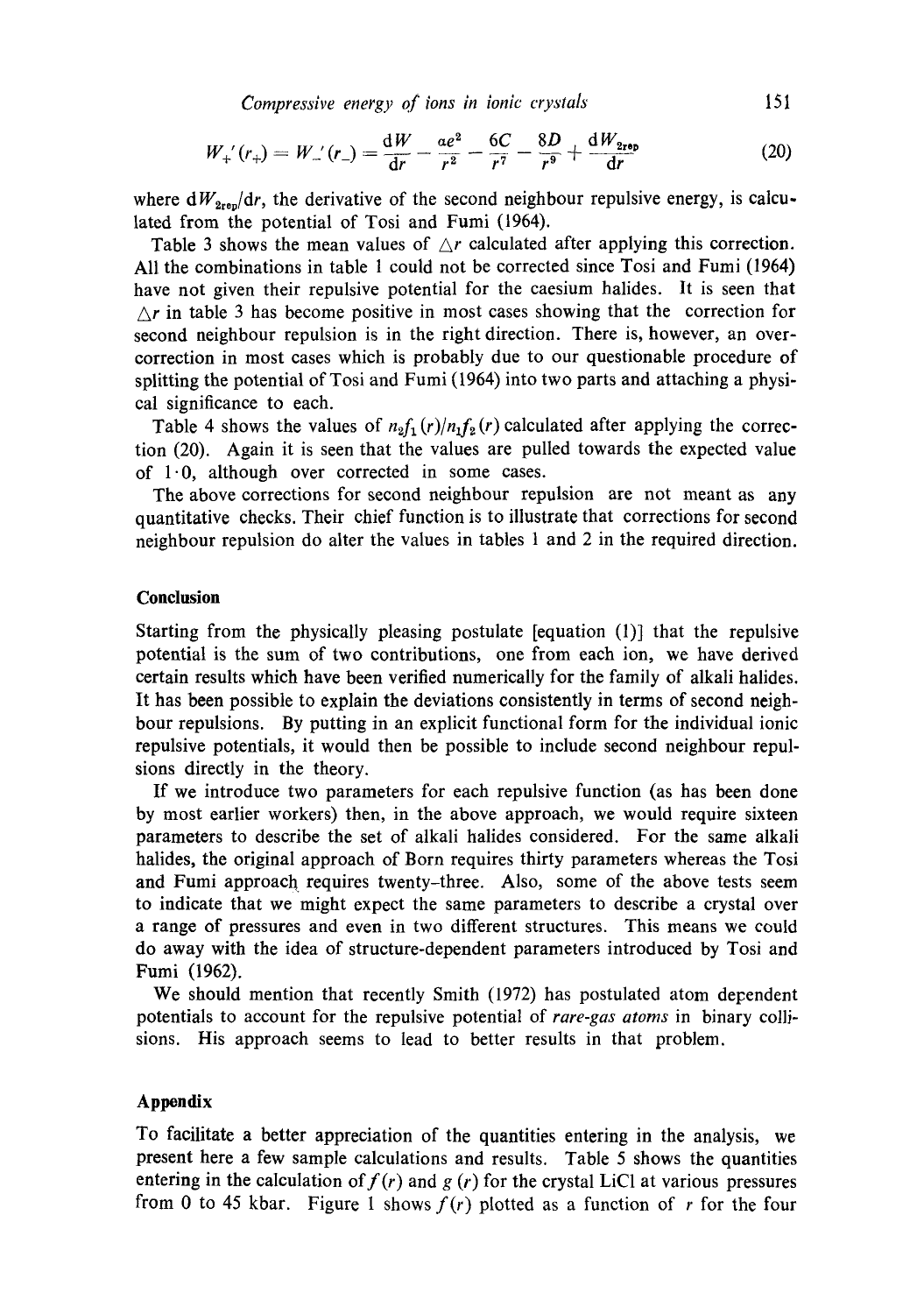$$W_+'(r_+) = W_-'(r_-) = \frac{\mathrm{d}W}{\mathrm{d}r} - \frac{\alpha e^2}{r^2} - \frac{6C}{r^7} - \frac{8D}{r^9} + \frac{\mathrm{d}W_{2\text{rep}}}{\mathrm{d}r} \tag{20}$$

where $\mathrm{d}W_{2\text{rep}}/\mathrm{d}r$, the derivative of the second neighbour repulsive energy, is calculated from the potential of Tosi and Fumi (1964).

Table 3 shows the mean values of $\triangle r$ calculated after applying this correction. All the combinations in table 1 could not be corrected since Tosi and Fumi (1964) have not given their repulsive potential for the caesium halides. It is seen that $\triangle r$ in table 3 has become positive in most cases showing that the correction for second neighbour repulsion is in the right direction. There is, however, an over-correction in most cases which is probably due to our questionable procedure of splitting the potential of Tosi and Fumi (1964) into two parts and attaching a physical significance to each.

Table 4 shows the values of $n_2 f_1(r)/n_1 f_2(r)$ calculated after applying the correction (20). Again it is seen that the values are pulled towards the expected value of 1·0, although over corrected in some cases.

The above corrections for second neighbour repulsion are not meant as any quantitative checks. Their chief function is to illustrate that corrections for second neighbour repulsion do alter the values in tables 1 and 2 in the required direction.

## Conclusion

Starting from the physically pleasing postulate [equation (1)] that the repulsive potential is the sum of two contributions, one from each ion, we have derived certain results which have been verified numerically for the family of alkali halides. It has been possible to explain the deviations consistently in terms of second neighbour repulsions. By putting in an explicit functional form for the individual ionic repulsive potentials, it would then be possible to include second neighbour repulsions directly in the theory.

If we introduce two parameters for each repulsive function (as has been done by most earlier workers) then, in the above approach, we would require sixteen parameters to describe the set of alkali halides considered. For the same alkali halides, the original approach of Born requires thirty parameters whereas the Tosi and Fumi approach requires twenty-three. Also, some of the above tests seem to indicate that we might expect the same parameters to describe a crystal over a range of pressures and even in two different structures. This means we could do away with the idea of structure-dependent parameters introduced by Tosi and Fumi (1962).

We should mention that recently Smith (1972) has postulated atom dependent potentials to account for the repulsive potential of *rare-gas atoms* in binary collisions. His approach seems to lead to better results in that problem.

## Appendix

To facilitate a better appreciation of the quantities entering in the analysis, we present here a few sample calculations and results. Table 5 shows the quantities entering in the calculation of $f(r)$ and $g(r)$ for the crystal LiCl at various pressures from 0 to 45 kbar. Figure 1 shows $f(r)$ plotted as a function of $r$ for the four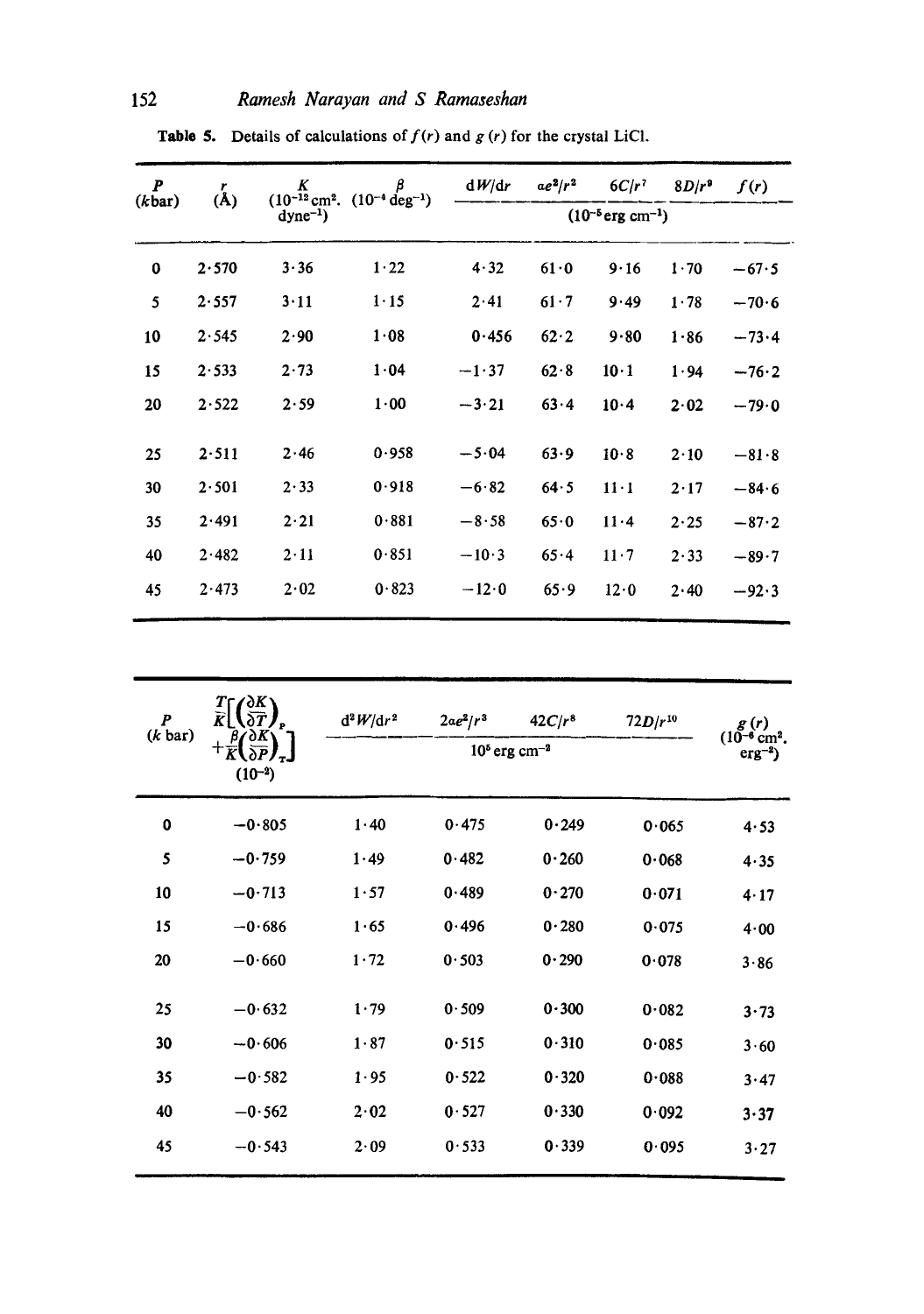**Table 5.** Details of calculations of $f(r)$ and $g(r)$ for the crystal LiCl.

| $P$ ($k$bar) | $r$ (Å) | $K$ ($10^{-12}$ cm$^2$. dyne$^{-1}$) | $\beta$ ($10^{-4}$ deg$^{-1}$) | $\mathrm{d}W/\mathrm{d}r$ | $\alpha e^2/r^2$ | $6C/r^7$ | $8D/r^9$ | $f(r)$ |
|---|---|---|---|---|---|---|---|---|
| | | | | ($10^{-5}$ erg cm$^{-1}$) | | | | |
| 0 | 2·570 | 3·36 | 1·22 | 4·32 | 61·0 | 9·16 | 1·70 | −67·5 |
| 5 | 2·557 | 3·11 | 1·15 | 2·41 | 61·7 | 9·49 | 1·78 | −70·6 |
| 10 | 2·545 | 2·90 | 1·08 | 0·456 | 62·2 | 9·80 | 1·86 | −73·4 |
| 15 | 2·533 | 2·73 | 1·04 | −1·37 | 62·8 | 10·1 | 1·94 | −76·2 |
| 20 | 2·522 | 2·59 | 1·00 | −3·21 | 63·4 | 10·4 | 2·02 | −79·0 |
| 25 | 2·511 | 2·46 | 0·958 | −5·04 | 63·9 | 10·8 | 2·10 | −81·8 |
| 30 | 2·501 | 2·33 | 0·918 | −6·82 | 64·5 | 11·1 | 2·17 | −84·6 |
| 35 | 2·491 | 2·21 | 0·881 | −8·58 | 65·0 | 11·4 | 2·25 | −87·2 |
| 40 | 2·482 | 2·11 | 0·851 | −10·3 | 65·4 | 11·7 | 2·33 | −89·7 |
| 45 | 2·473 | 2·02 | 0·823 | −12·0 | 65·9 | 12·0 | 2·40 | −92·3 |

| $P$ ($k$ bar) | $\frac{T}{K}\left[\left(\frac{\partial K}{\partial T}\right)_P + \frac{\beta}{K}\left(\frac{\partial K}{\partial P}\right)_T\right]$ ($10^{-2}$) | $\mathrm{d}^2W/\mathrm{d}r^2$ | $2\alpha e^2/r^3$ | $42C/r^8$ | $72D/r^{10}$ | $g(r)$ ($10^{-6}$ cm$^2$. erg$^{-2}$) |
|---|---|---|---|---|---|---|
| | | ($10^5$ erg cm$^{-2}$) | | | | |
| 0 | −0·805 | 1·40 | 0·475 | 0·249 | 0·065 | 4·53 |
| 5 | −0·759 | 1·49 | 0·482 | 0·260 | 0·068 | 4·35 |
| 10 | −0·713 | 1·57 | 0·489 | 0·270 | 0·071 | 4·17 |
| 15 | −0·686 | 1·65 | 0·496 | 0·280 | 0·075 | 4·00 |
| 20 | −0·660 | 1·72 | 0·503 | 0·290 | 0·078 | 3·86 |
| 25 | −0·632 | 1·79 | 0·509 | 0·300 | 0·082 | 3·73 |
| 30 | −0·606 | 1·87 | 0·515 | 0·310 | 0·085 | 3·60 |
| 35 | −0·582 | 1·95 | 0·522 | 0·320 | 0·088 | 3·47 |
| 40 | −0·562 | 2·02 | 0·527 | 0·330 | 0·092 | 3·37 |
| 45 | −0·543 | 2·09 | 0·533 | 0·339 | 0·095 | 3·27 |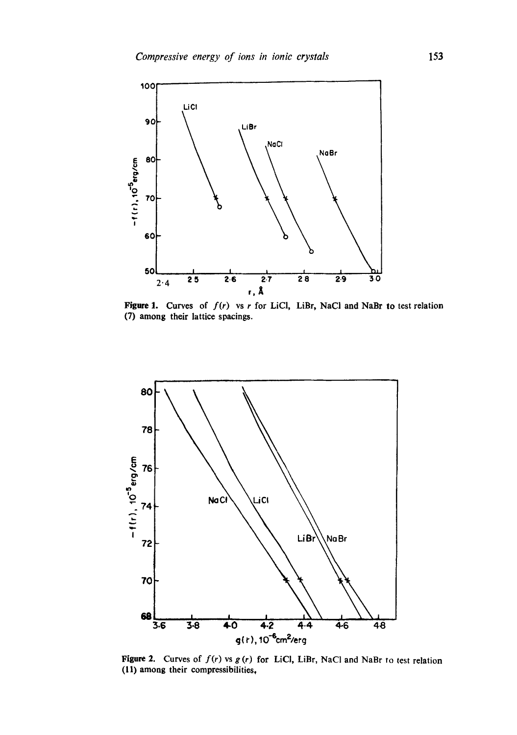Figure 1. Curves of $f(r)$ vs $r$ for LiCl, LiBr, NaCl and NaBr to test relation (7) among their lattice spacings.

Figure 2. Curves of $f(r)$ vs $g(r)$ for LiCl, LiBr, NaCl and NaBr to test relation (11) among their compressibilities.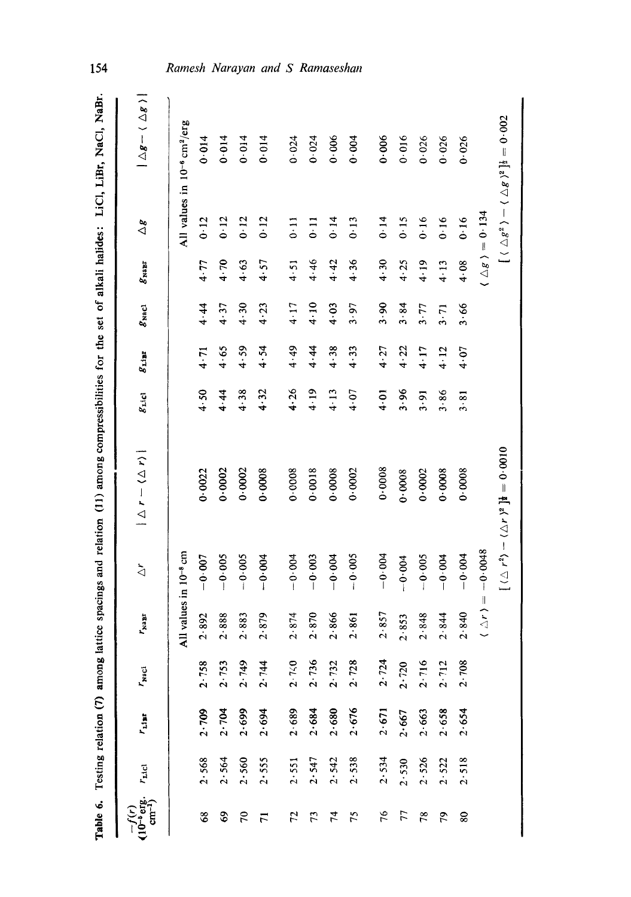**Table 6.** Testing relation (7) among lattice spacings and relation (11) among compressibilities for the set of alkali halides: LiCl, LiBr, NaCl, NaBr.

| $-f(r)$ ($10^{-5}$ erg. $cm^{-1}$) | $r_{LiCl}$ | $r_{LiBr}$ | $r_{NaCl}$ | $r_{NaBr}$ | $\Delta r$ | $\lvert \Delta r - \langle \Delta r \rangle \rvert$ | $g_{LiCl}$ | $g_{LiBr}$ | $g_{NaCl}$ | $g_{NaBr}$ | $\Delta g$ | $\lvert \Delta g - \langle \Delta g \rangle \rvert$ |
|---|---|---|---|---|---|---|---|---|---|---|---|---|
| | All values in $10^{-8}$ cm | | | | | | All values in $10^{-6}$ cm$^2$/erg | | | | | |
| 68 | 2·568 | 2·709 | 2·758 | 2·892 | −0·007 | 0·0022 | 4·50 | 4·71 | 4·44 | 4·77 | 0·12 | 0·014 |
| 69 | 2·564 | 2·704 | 2·753 | 2·888 | −0·005 | 0·0002 | 4·44 | 4·65 | 4·37 | 4·70 | 0·12 | 0·014 |
| 70 | 2·560 | 2·699 | 2·749 | 2·883 | −0·005 | 0·0002 | 4·38 | 4·59 | 4·30 | 4·63 | 0·12 | 0·014 |
| 71 | 2·555 | 2·694 | 2·744 | 2·879 | −0·004 | 0·0008 | 4·32 | 4·54 | 4·23 | 4·57 | 0·12 | 0·014 |
| 72 | 2·551 | 2·689 | 2·740 | 2·874 | −0·004 | 0·0008 | 4·26 | 4·49 | 4·17 | 4·51 | 0·11 | 0·024 |
| 73 | 2·547 | 2·684 | 2·736 | 2·870 | −0·003 | 0·0018 | 4·19 | 4·44 | 4·10 | 4·46 | 0·11 | 0·024 |
| 74 | 2·542 | 2·680 | 2·732 | 2·866 | −0·004 | 0·0008 | 4·13 | 4·38 | 4·03 | 4·42 | 0·14 | 0·006 |
| 75 | 2·538 | 2·676 | 2·728 | 2·861 | −0·005 | 0·0002 | 4·07 | 4·33 | 3·97 | 4·36 | 0·13 | 0·004 |
| 76 | 2·534 | 2·671 | 2·724 | 2·857 | −0·004 | 0·0008 | 4·01 | 4·27 | 3·90 | 4·30 | 0·14 | 0·006 |
| 77 | 2·530 | 2·667 | 2·720 | 2·853 | −0·004 | 0·0008 | 3·96 | 4·22 | 3·84 | 4·25 | 0·15 | 0·016 |
| 78 | 2·526 | 2·663 | 2·716 | 2·848 | −0·005 | 0·0002 | 3·91 | 4·17 | 3·77 | 4·19 | 0·16 | 0·026 |
| 79 | 2·522 | 2·658 | 2·712 | 2·844 | −0·004 | 0·0008 | 3·86 | 4·12 | 3·71 | 4·13 | 0·16 | 0·026 |
| 80 | 2·518 | 2·654 | 2·708 | 2·840 | −0·004 | 0·0008 | 3·81 | 4·07 | 3·66 | 4·08 | 0·16 | 0·026 |
| | | | | | $\langle \Delta r \rangle = -0·0048$ | | | | | | $\langle \Delta g \rangle = 0·134$ | |
| | | | | | $[\langle \Delta r^2 \rangle - \langle \Delta r \rangle^2]^{\frac{1}{2}} = 0·0010$ | | | | | | $[\langle \Delta g^2 \rangle - \langle \Delta g \rangle^2]^{\frac{1}{2}} = 0·002$ | |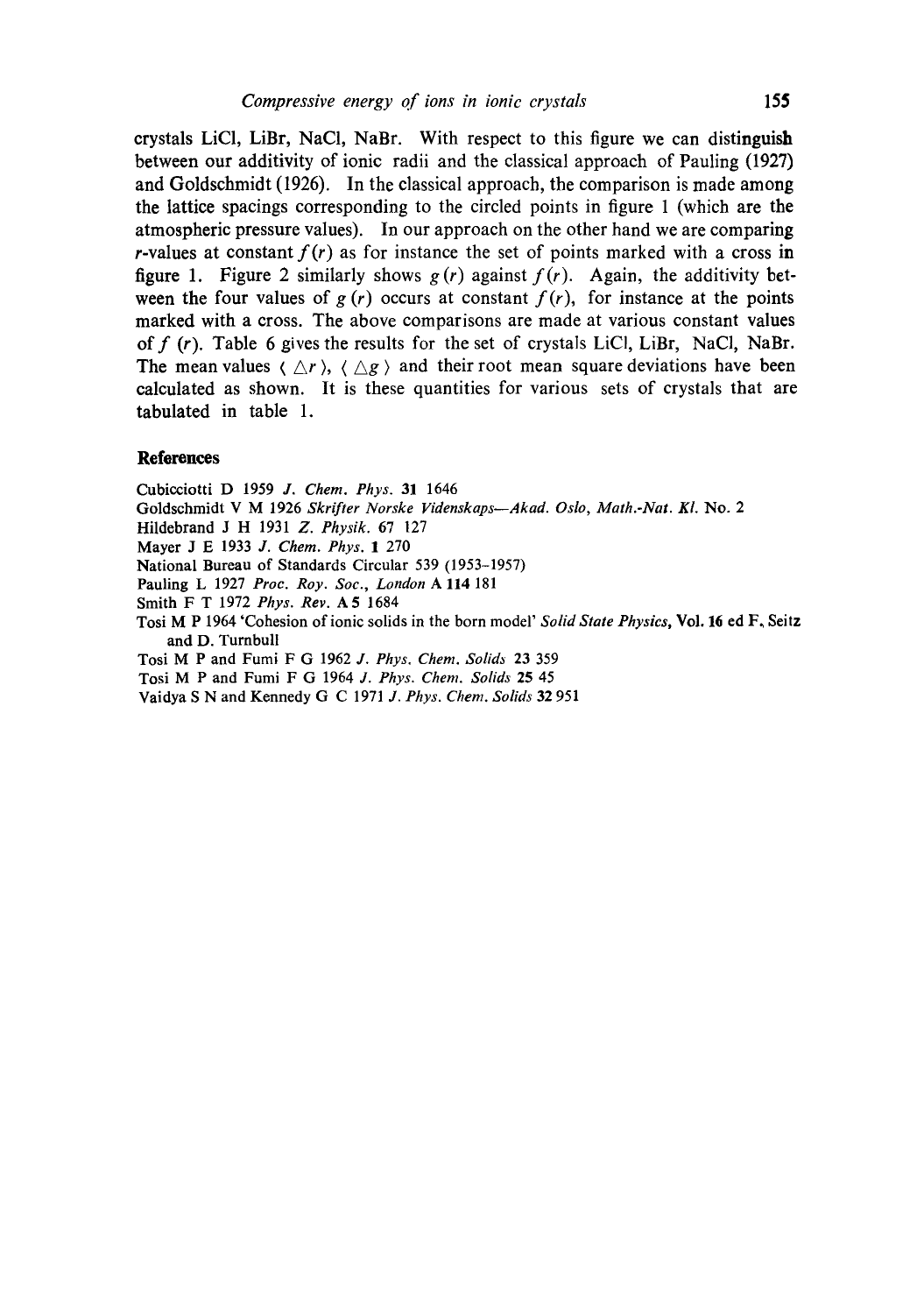crystals LiCl, LiBr, NaCl, NaBr. With respect to this figure we can distinguish between our additivity of ionic radii and the classical approach of Pauling (1927) and Goldschmidt (1926). In the classical approach, the comparison is made among the lattice spacings corresponding to the circled points in figure 1 (which are the atmospheric pressure values). In our approach on the other hand we are comparing $r$-values at constant $f(r)$ as for instance the set of points marked with a cross in figure 1. Figure 2 similarly shows $g(r)$ against $f(r)$. Again, the additivity between the four values of $g(r)$ occurs at constant $f(r)$, for instance at the points marked with a cross. The above comparisons are made at various constant values of $f(r)$. Table 6 gives the results for the set of crystals LiCl, LiBr, NaCl, NaBr. The mean values $\langle \triangle r \rangle$, $\langle \triangle g \rangle$ and their root mean square deviations have been calculated as shown. It is these quantities for various sets of crystals that are tabulated in table 1.

## References

Cubicciotti D 1959 *J. Chem. Phys.* **31** 1646

Goldschmidt V M 1926 *Skrifter Norske Videnskaps—Akad. Oslo, Math.-Nat. Kl.* No. 2

Hildebrand J H 1931 *Z. Physik.* 67 127

Mayer J E 1933 *J. Chem. Phys.* **1** 270

National Bureau of Standards Circular 539 (1953–1957)

Pauling L 1927 *Proc. Roy. Soc., London* A **114** 181

Smith F T 1972 *Phys. Rev.* A **5** 1684

Tosi M P 1964 'Cohesion of ionic solids in the born model' *Solid State Physics*, Vol. **16** ed F. Seitz and D. Turnbull

Tosi M P and Fumi F G 1962 *J. Phys. Chem. Solids* **23** 359

Tosi M P and Fumi F G 1964 *J. Phys. Chem. Solids* **25** 45

Vaidya S N and Kennedy G C 1971 *J. Phys. Chem. Solids* **32** 951